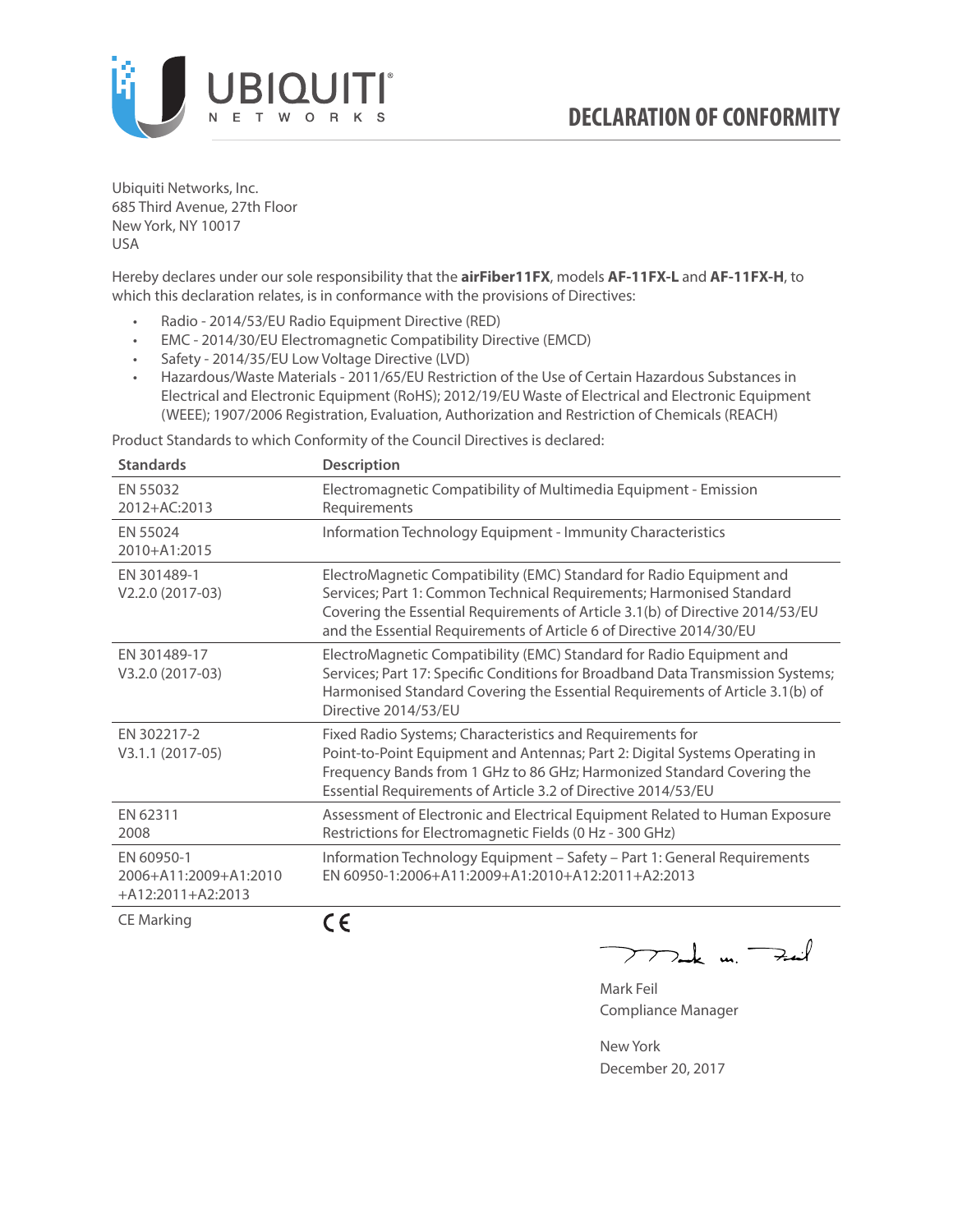# DECLARATION OF CONFORMITY

Ubiquiti Networks, Inc.
685 Third Avenue, 27th Floor
New York, NY 10017
USA

Hereby declares under our sole responsibility that the **airFiber11FX**, models **AF-11FX-L** and **AF-11FX-H**, to which this declaration relates, is in conformance with the provisions of Directives:

- Radio - 2014/53/EU Radio Equipment Directive (RED)
- EMC - 2014/30/EU Electromagnetic Compatibility Directive (EMCD)
- Safety - 2014/35/EU Low Voltage Directive (LVD)
- Hazardous/Waste Materials - 2011/65/EU Restriction of the Use of Certain Hazardous Substances in Electrical and Electronic Equipment (RoHS); 2012/19/EU Waste of Electrical and Electronic Equipment (WEEE); 1907/2006 Registration, Evaluation, Authorization and Restriction of Chemicals (REACH)

Product Standards to which Conformity of the Council Directives is declared:

| Standards | Description |
|---|---|
| EN 55032 2012+AC:2013 | Electromagnetic Compatibility of Multimedia Equipment - Emission Requirements |
| EN 55024 2010+A1:2015 | Information Technology Equipment - Immunity Characteristics |
| EN 301489-1 V2.2.0 (2017-03) | ElectroMagnetic Compatibility (EMC) Standard for Radio Equipment and Services; Part 1: Common Technical Requirements; Harmonised Standard Covering the Essential Requirements of Article 3.1(b) of Directive 2014/53/EU and the Essential Requirements of Article 6 of Directive 2014/30/EU |
| EN 301489-17 V3.2.0 (2017-03) | ElectroMagnetic Compatibility (EMC) Standard for Radio Equipment and Services; Part 17: Specific Conditions for Broadband Data Transmission Systems; Harmonised Standard Covering the Essential Requirements of Article 3.1(b) of Directive 2014/53/EU |
| EN 302217-2 V3.1.1 (2017-05) | Fixed Radio Systems; Characteristics and Requirements for Point-to-Point Equipment and Antennas; Part 2: Digital Systems Operating in Frequency Bands from 1 GHz to 86 GHz; Harmonized Standard Covering the Essential Requirements of Article 3.2 of Directive 2014/53/EU |
| EN 62311 2008 | Assessment of Electronic and Electrical Equipment Related to Human Exposure Restrictions for Electromagnetic Fields (0 Hz - 300 GHz) |
| EN 60950-1 2006+A11:2009+A1:2010 +A12:2011+A2:2013 | Information Technology Equipment – Safety – Part 1: General Requirements EN 60950-1:2006+A11:2009+A1:2010+A12:2011+A2:2013 |
| CE Marking | CE |

Mark Feil
Compliance Manager

New York
December 20, 2017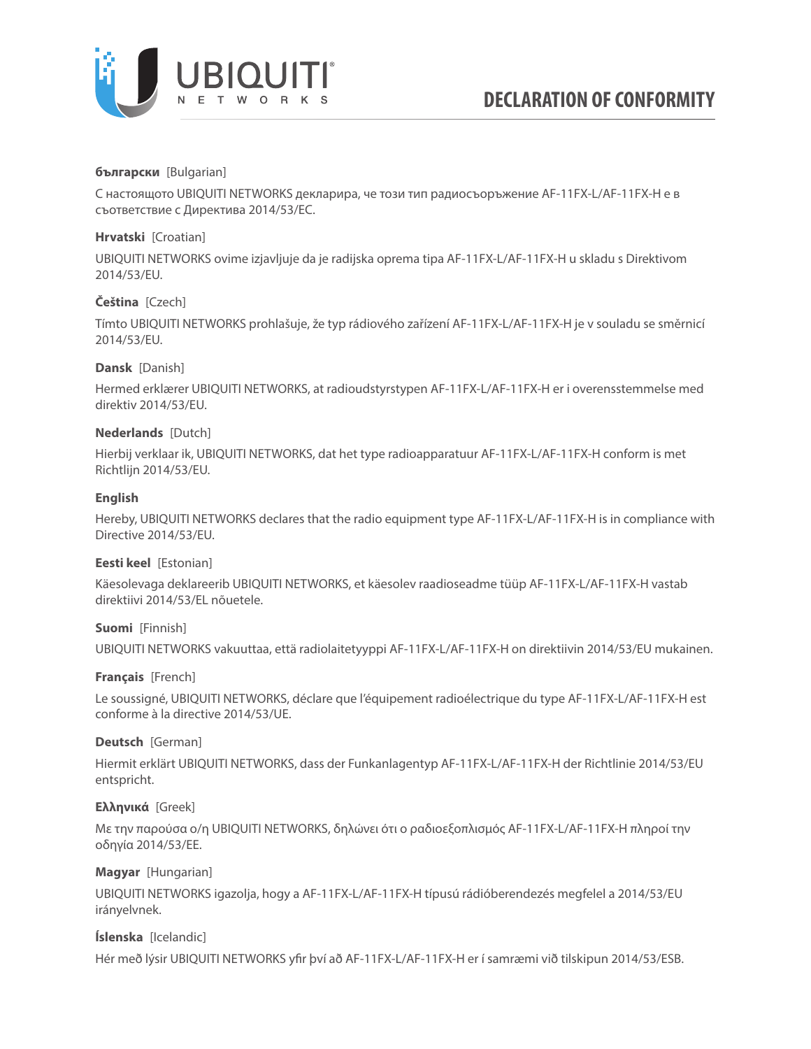# DECLARATION OF CONFORMITY

**български** [Bulgarian]

С настоящото UBIQUITI NETWORKS декларира, че този тип радиосъоръжение AF-11FX-L/AF-11FX-H е в съответствие с Директива 2014/53/ЕС.

**Hrvatski** [Croatian]

UBIQUITI NETWORKS ovime izjavljuje da je radijska oprema tipa AF-11FX-L/AF-11FX-H u skladu s Direktivom 2014/53/EU.

**Čeština** [Czech]

Tímto UBIQUITI NETWORKS prohlašuje, že typ rádiového zařízení AF-11FX-L/AF-11FX-H je v souladu se směrnicí 2014/53/EU.

**Dansk** [Danish]

Hermed erklærer UBIQUITI NETWORKS, at radioudstyrstypen AF-11FX-L/AF-11FX-H er i overensstemmelse med direktiv 2014/53/EU.

**Nederlands** [Dutch]

Hierbij verklaar ik, UBIQUITI NETWORKS, dat het type radioapparatuur AF-11FX-L/AF-11FX-H conform is met Richtlijn 2014/53/EU.

**English**

Hereby, UBIQUITI NETWORKS declares that the radio equipment type AF-11FX-L/AF-11FX-H is in compliance with Directive 2014/53/EU.

**Eesti keel** [Estonian]

Käesolevaga deklareerib UBIQUITI NETWORKS, et käesolev raadioseadme tüüp AF-11FX-L/AF-11FX-H vastab direktiivi 2014/53/EL nõuetele.

**Suomi** [Finnish]

UBIQUITI NETWORKS vakuuttaa, että radiolaitetyyppi AF-11FX-L/AF-11FX-H on direktiivin 2014/53/EU mukainen.

**Français** [French]

Le soussigné, UBIQUITI NETWORKS, déclare que l'équipement radioélectrique du type AF-11FX-L/AF-11FX-H est conforme à la directive 2014/53/UE.

**Deutsch** [German]

Hiermit erklärt UBIQUITI NETWORKS, dass der Funkanlagentyp AF-11FX-L/AF-11FX-H der Richtlinie 2014/53/EU entspricht.

**Ελληνικά** [Greek]

Με την παρούσα ο/η UBIQUITI NETWORKS, δηλώνει ότι ο ραδιοεξοπλισμός AF-11FX-L/AF-11FX-H πληροί την οδηγία 2014/53/ΕΕ.

**Magyar** [Hungarian]

UBIQUITI NETWORKS igazolja, hogy a AF-11FX-L/AF-11FX-H típusú rádióberendezés megfelel a 2014/53/EU irányelvnek.

**Íslenska** [Icelandic]

Hér með lýsir UBIQUITI NETWORKS yfir því að AF-11FX-L/AF-11FX-H er í samræmi við tilskipun 2014/53/ESB.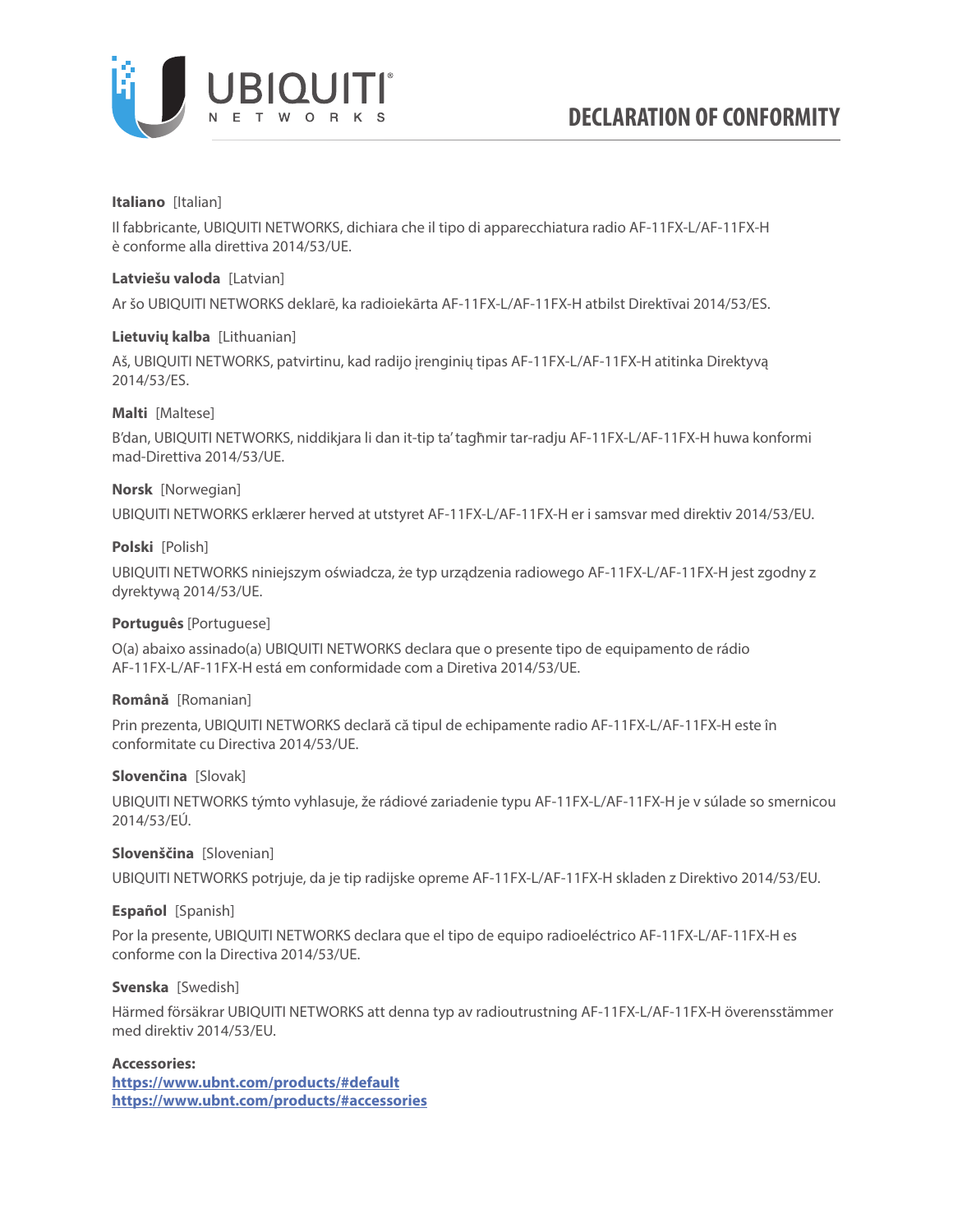# DECLARATION OF CONFORMITY

**Italiano** [Italian]

Il fabbricante, UBIQUITI NETWORKS, dichiara che il tipo di apparecchiatura radio AF-11FX-L/AF-11FX-H è conforme alla direttiva 2014/53/UE.

**Latviešu valoda** [Latvian]

Ar šo UBIQUITI NETWORKS deklarē, ka radioiekārta AF-11FX-L/AF-11FX-H atbilst Direktīvai 2014/53/ES.

**Lietuvių kalba** [Lithuanian]

Aš, UBIQUITI NETWORKS, patvirtinu, kad radijo įrenginių tipas AF-11FX-L/AF-11FX-H atitinka Direktyvą 2014/53/ES.

**Malti** [Maltese]

B'dan, UBIQUITI NETWORKS, niddikjara li dan it-tip ta' tagħmir tar-radju AF-11FX-L/AF-11FX-H huwa konformi mad-Direttiva 2014/53/UE.

**Norsk** [Norwegian]

UBIQUITI NETWORKS erklærer herved at utstyret AF-11FX-L/AF-11FX-H er i samsvar med direktiv 2014/53/EU.

**Polski** [Polish]

UBIQUITI NETWORKS niniejszym oświadcza, że typ urządzenia radiowego AF-11FX-L/AF-11FX-H jest zgodny z dyrektywą 2014/53/UE.

**Português** [Portuguese]

O(a) abaixo assinado(a) UBIQUITI NETWORKS declara que o presente tipo de equipamento de rádio AF-11FX-L/AF-11FX-H está em conformidade com a Diretiva 2014/53/UE.

**Română** [Romanian]

Prin prezenta, UBIQUITI NETWORKS declară că tipul de echipamente radio AF-11FX-L/AF-11FX-H este în conformitate cu Directiva 2014/53/UE.

**Slovenčina** [Slovak]

UBIQUITI NETWORKS týmto vyhlasuje, že rádiové zariadenie typu AF-11FX-L/AF-11FX-H je v súlade so smernicou 2014/53/EÚ.

**Slovenščina** [Slovenian]

UBIQUITI NETWORKS potrjuje, da je tip radijske opreme AF-11FX-L/AF-11FX-H skladen z Direktivo 2014/53/EU.

**Español** [Spanish]

Por la presente, UBIQUITI NETWORKS declara que el tipo de equipo radioeléctrico AF-11FX-L/AF-11FX-H es conforme con la Directiva 2014/53/UE.

**Svenska** [Swedish]

Härmed försäkrar UBIQUITI NETWORKS att denna typ av radioutrustning AF-11FX-L/AF-11FX-H överensstämmer med direktiv 2014/53/EU.

**Accessories:**
**https://www.ubnt.com/products/#default**
**https://www.ubnt.com/products/#accessories**